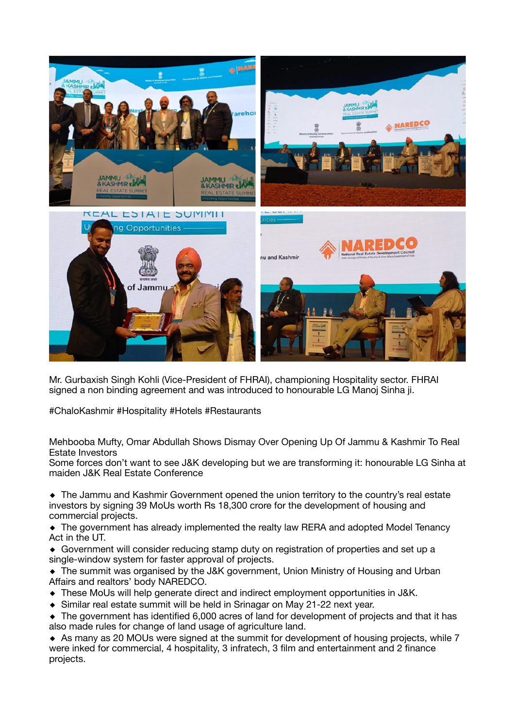Mr. Gurbaxish Singh Kohli (Vice-President of FHRAI), championing Hospitality sector. FHRAI signed a non binding agreement and was introduced to honourable LG Manoj Sinha ji.

#ChaloKashmir #Hospitality #Hotels #Restaurants

Mehbooba Mufty, Omar Abdullah Shows Dismay Over Opening Up Of Jammu & Kashmir To Real Estate Investors
Some forces don't want to see J&K developing but we are transforming it: honourable LG Sinha at maiden J&K Real Estate Conference

- The Jammu and Kashmir Government opened the union territory to the country's real estate investors by signing 39 MoUs worth Rs 18,300 crore for the development of housing and commercial projects.
- The government has already implemented the realty law RERA and adopted Model Tenancy Act in the UT.
- Government will consider reducing stamp duty on registration of properties and set up a single-window system for faster approval of projects.
- The summit was organised by the J&K government, Union Ministry of Housing and Urban Affairs and realtors' body NAREDCO.
- These MoUs will help generate direct and indirect employment opportunities in J&K.
- Similar real estate summit will be held in Srinagar on May 21-22 next year.
- The government has identified 6,000 acres of land for development of projects and that it has also made rules for change of land usage of agriculture land.
- As many as 20 MOUs were signed at the summit for development of housing projects, while 7 were inked for commercial, 4 hospitality, 3 infratech, 3 film and entertainment and 2 finance projects.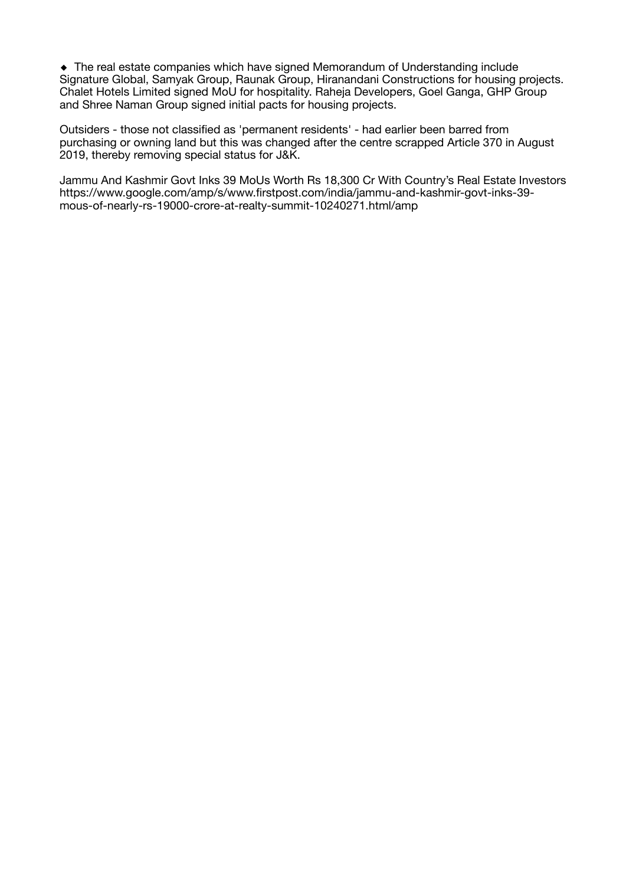- The real estate companies which have signed Memorandum of Understanding include Signature Global, Samyak Group, Raunak Group, Hiranandani Constructions for housing projects. Chalet Hotels Limited signed MoU for hospitality. Raheja Developers, Goel Ganga, GHP Group and Shree Naman Group signed initial pacts for housing projects.

Outsiders - those not classified as 'permanent residents' - had earlier been barred from purchasing or owning land but this was changed after the centre scrapped Article 370 in August 2019, thereby removing special status for J&K.

Jammu And Kashmir Govt Inks 39 MoUs Worth Rs 18,300 Cr With Country's Real Estate Investors
https://www.google.com/amp/s/www.firstpost.com/india/jammu-and-kashmir-govt-inks-39-mous-of-nearly-rs-19000-crore-at-realty-summit-10240271.html/amp